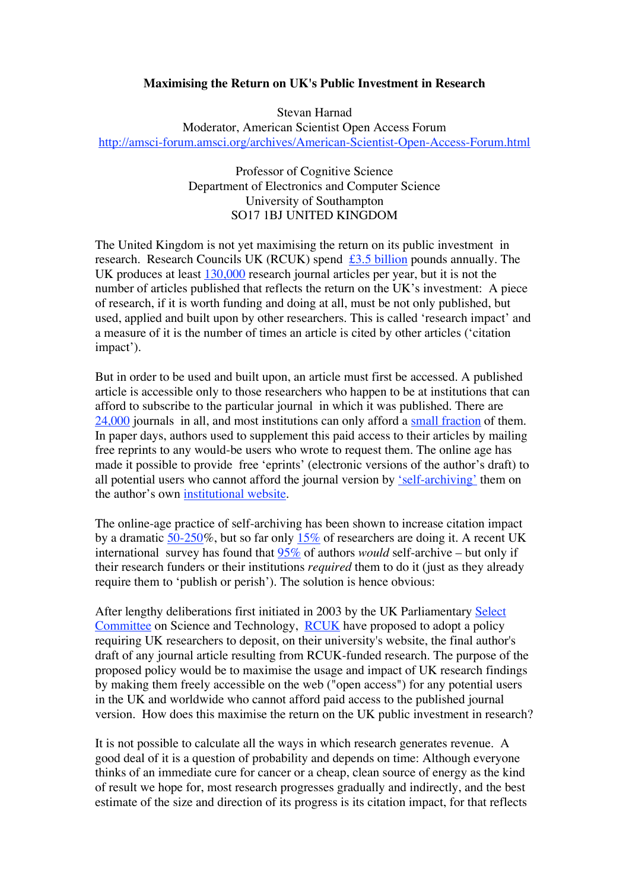# Maximising the Return on UK's Public Investment in Research

Stevan Harnad
Moderator, American Scientist Open Access Forum
http://amsci-forum.amsci.org/archives/American-Scientist-Open-Access-Forum.html

Professor of Cognitive Science
Department of Electronics and Computer Science
University of Southampton
SO17 1BJ UNITED KINGDOM

The United Kingdom is not yet maximising the return on its public investment in research. Research Councils UK (RCUK) spend £3.5 billion pounds annually. The UK produces at least 130,000 research journal articles per year, but it is not the number of articles published that reflects the return on the UK's investment: A piece of research, if it is worth funding and doing at all, must be not only published, but used, applied and built upon by other researchers. This is called 'research impact' and a measure of it is the number of times an article is cited by other articles ('citation impact').

But in order to be used and built upon, an article must first be accessed. A published article is accessible only to those researchers who happen to be at institutions that can afford to subscribe to the particular journal in which it was published. There are 24,000 journals in all, and most institutions can only afford a small fraction of them. In paper days, authors used to supplement this paid access to their articles by mailing free reprints to any would-be users who wrote to request them. The online age has made it possible to provide free 'eprints' (electronic versions of the author's draft) to all potential users who cannot afford the journal version by 'self-archiving' them on the author's own institutional website.

The online-age practice of self-archiving has been shown to increase citation impact by a dramatic 50-250%, but so far only 15% of researchers are doing it. A recent UK international survey has found that 95% of authors *would* self-archive – but only if their research funders or their institutions *required* them to do it (just as they already require them to 'publish or perish'). The solution is hence obvious:

After lengthy deliberations first initiated in 2003 by the UK Parliamentary Select Committee on Science and Technology, RCUK have proposed to adopt a policy requiring UK researchers to deposit, on their university's website, the final author's draft of any journal article resulting from RCUK-funded research. The purpose of the proposed policy would be to maximise the usage and impact of UK research findings by making them freely accessible on the web ("open access") for any potential users in the UK and worldwide who cannot afford paid access to the published journal version. How does this maximise the return on the UK public investment in research?

It is not possible to calculate all the ways in which research generates revenue. A good deal of it is a question of probability and depends on time: Although everyone thinks of an immediate cure for cancer or a cheap, clean source of energy as the kind of result we hope for, most research progresses gradually and indirectly, and the best estimate of the size and direction of its progress is its citation impact, for that reflects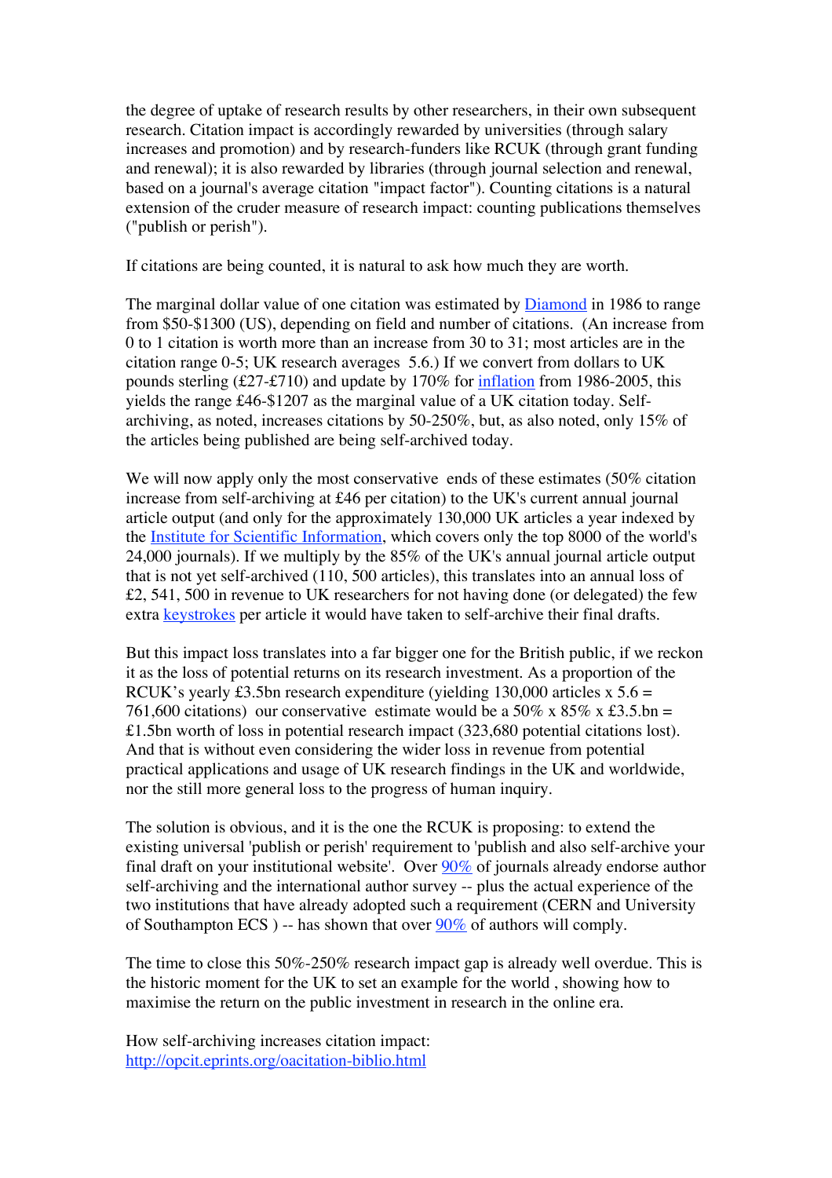the degree of uptake of research results by other researchers, in their own subsequent research. Citation impact is accordingly rewarded by universities (through salary increases and promotion) and by research-funders like RCUK (through grant funding and renewal); it is also rewarded by libraries (through journal selection and renewal, based on a journal's average citation "impact factor"). Counting citations is a natural extension of the cruder measure of research impact: counting publications themselves ("publish or perish").

If citations are being counted, it is natural to ask how much they are worth.

The marginal dollar value of one citation was estimated by [Diamond](#) in 1986 to range from $50-$1300 (US), depending on field and number of citations. (An increase from 0 to 1 citation is worth more than an increase from 30 to 31; most articles are in the citation range 0-5; UK research averages 5.6.) If we convert from dollars to UK pounds sterling (£27-£710) and update by 170% for [inflation](#) from 1986-2005, this yields the range £46-$1207 as the marginal value of a UK citation today. Self-archiving, as noted, increases citations by 50-250%, but, as also noted, only 15% of the articles being published are being self-archived today.

We will now apply only the most conservative ends of these estimates (50% citation increase from self-archiving at £46 per citation) to the UK's current annual journal article output (and only for the approximately 130,000 UK articles a year indexed by the [Institute for Scientific Information](#), which covers only the top 8000 of the world's 24,000 journals). If we multiply by the 85% of the UK's annual journal article output that is not yet self-archived (110, 500 articles), this translates into an annual loss of £2, 541, 500 in revenue to UK researchers for not having done (or delegated) the few extra [keystrokes](#) per article it would have taken to self-archive their final drafts.

But this impact loss translates into a far bigger one for the British public, if we reckon it as the loss of potential returns on its research investment. As a proportion of the RCUK's yearly £3.5bn research expenditure (yielding 130,000 articles x 5.6 = 761,600 citations) our conservative estimate would be a 50% x 85% x £3.5.bn = £1.5bn worth of loss in potential research impact (323,680 potential citations lost). And that is without even considering the wider loss in revenue from potential practical applications and usage of UK research findings in the UK and worldwide, nor the still more general loss to the progress of human inquiry.

The solution is obvious, and it is the one the RCUK is proposing: to extend the existing universal 'publish or perish' requirement to 'publish and also self-archive your final draft on your institutional website'. Over [90%](#) of journals already endorse author self-archiving and the international author survey -- plus the actual experience of the two institutions that have already adopted such a requirement (CERN and University of Southampton ECS ) -- has shown that over [90%](#) of authors will comply.

The time to close this 50%-250% research impact gap is already well overdue. This is the historic moment for the UK to set an example for the world , showing how to maximise the return on the public investment in research in the online era.

How self-archiving increases citation impact:
[http://opcit.eprints.org/oacitation-biblio.html](http://opcit.eprints.org/oacitation-biblio.html)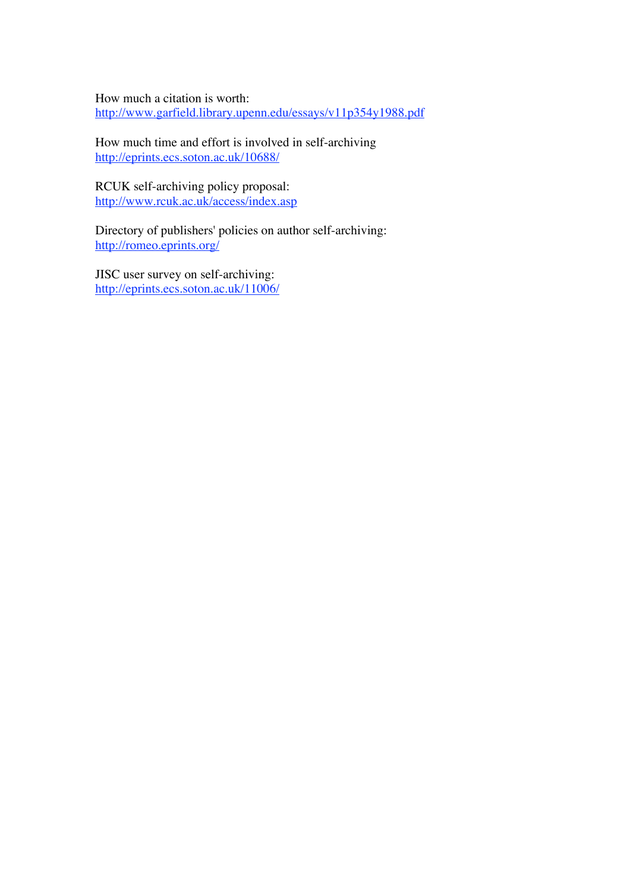How much a citation is worth:
http://www.garfield.library.upenn.edu/essays/v11p354y1988.pdf

How much time and effort is involved in self-archiving
http://eprints.ecs.soton.ac.uk/10688/

RCUK self-archiving policy proposal:
http://www.rcuk.ac.uk/access/index.asp

Directory of publishers' policies on author self-archiving:
http://romeo.eprints.org/

JISC user survey on self-archiving:
http://eprints.ecs.soton.ac.uk/11006/